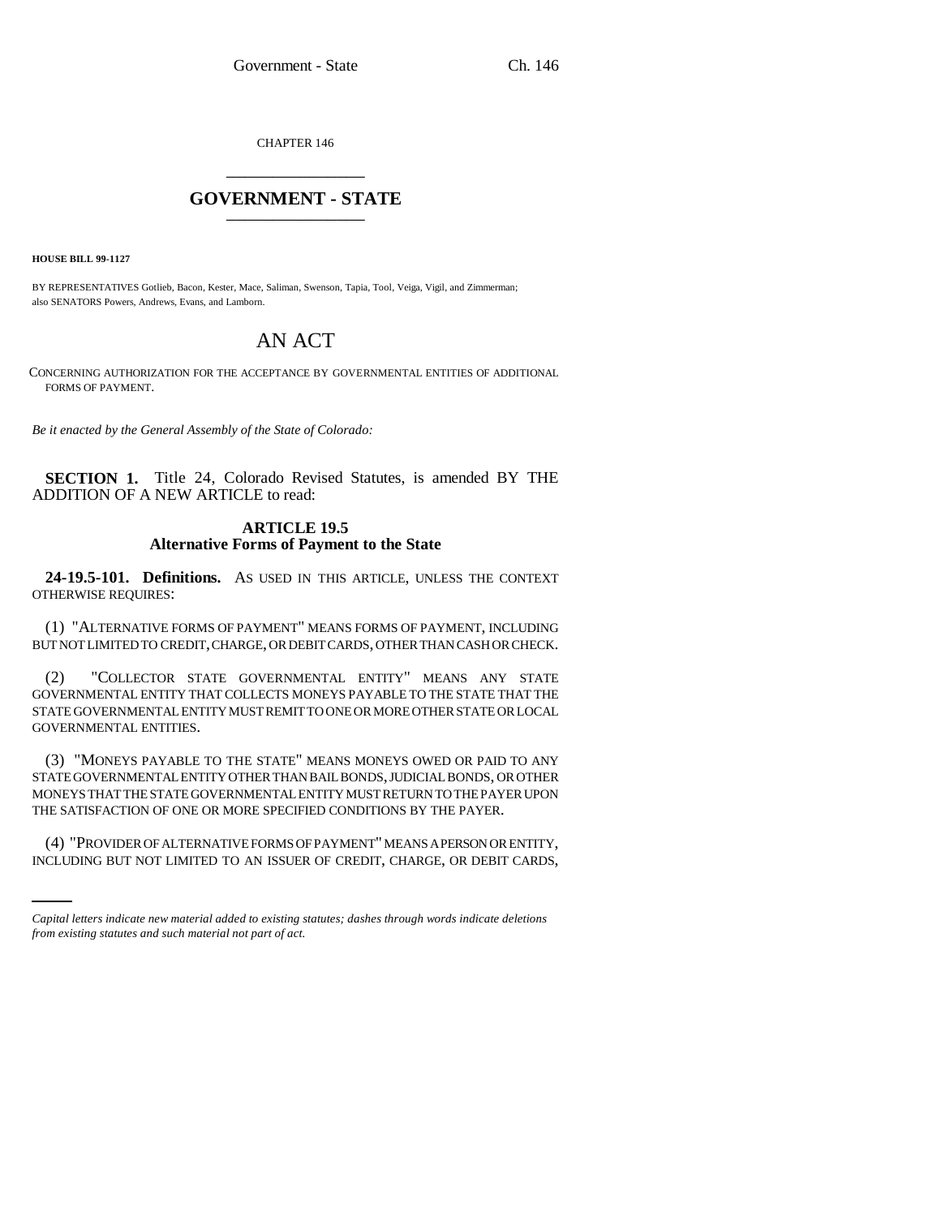CHAPTER 146

# GOVERNMENT - STATE

**HOUSE BILL 99-1127**

BY REPRESENTATIVES Gotlieb, Bacon, Kester, Mace, Saliman, Swenson, Tapia, Tool, Veiga, Vigil, and Zimmerman; also SENATORS Powers, Andrews, Evans, and Lamborn.

# AN ACT

CONCERNING AUTHORIZATION FOR THE ACCEPTANCE BY GOVERNMENTAL ENTITIES OF ADDITIONAL FORMS OF PAYMENT.

*Be it enacted by the General Assembly of the State of Colorado:*

**SECTION 1.** Title 24, Colorado Revised Statutes, is amended BY THE ADDITION OF A NEW ARTICLE to read:

## ARTICLE 19.5
## Alternative Forms of Payment to the State

**24-19.5-101. Definitions.** AS USED IN THIS ARTICLE, UNLESS THE CONTEXT OTHERWISE REQUIRES:

(1) "ALTERNATIVE FORMS OF PAYMENT" MEANS FORMS OF PAYMENT, INCLUDING BUT NOT LIMITED TO CREDIT, CHARGE, OR DEBIT CARDS, OTHER THAN CASH OR CHECK.

(2) "COLLECTOR STATE GOVERNMENTAL ENTITY" MEANS ANY STATE GOVERNMENTAL ENTITY THAT COLLECTS MONEYS PAYABLE TO THE STATE THAT THE STATE GOVERNMENTAL ENTITY MUST REMIT TO ONE OR MORE OTHER STATE OR LOCAL GOVERNMENTAL ENTITIES.

(3) "MONEYS PAYABLE TO THE STATE" MEANS MONEYS OWED OR PAID TO ANY STATE GOVERNMENTAL ENTITY OTHER THAN BAIL BONDS, JUDICIAL BONDS, OR OTHER MONEYS THAT THE STATE GOVERNMENTAL ENTITY MUST RETURN TO THE PAYER UPON THE SATISFACTION OF ONE OR MORE SPECIFIED CONDITIONS BY THE PAYER.

(4) "PROVIDER OF ALTERNATIVE FORMS OF PAYMENT" MEANS A PERSON OR ENTITY, INCLUDING BUT NOT LIMITED TO AN ISSUER OF CREDIT, CHARGE, OR DEBIT CARDS,

*Capital letters indicate new material added to existing statutes; dashes through words indicate deletions from existing statutes and such material not part of act.*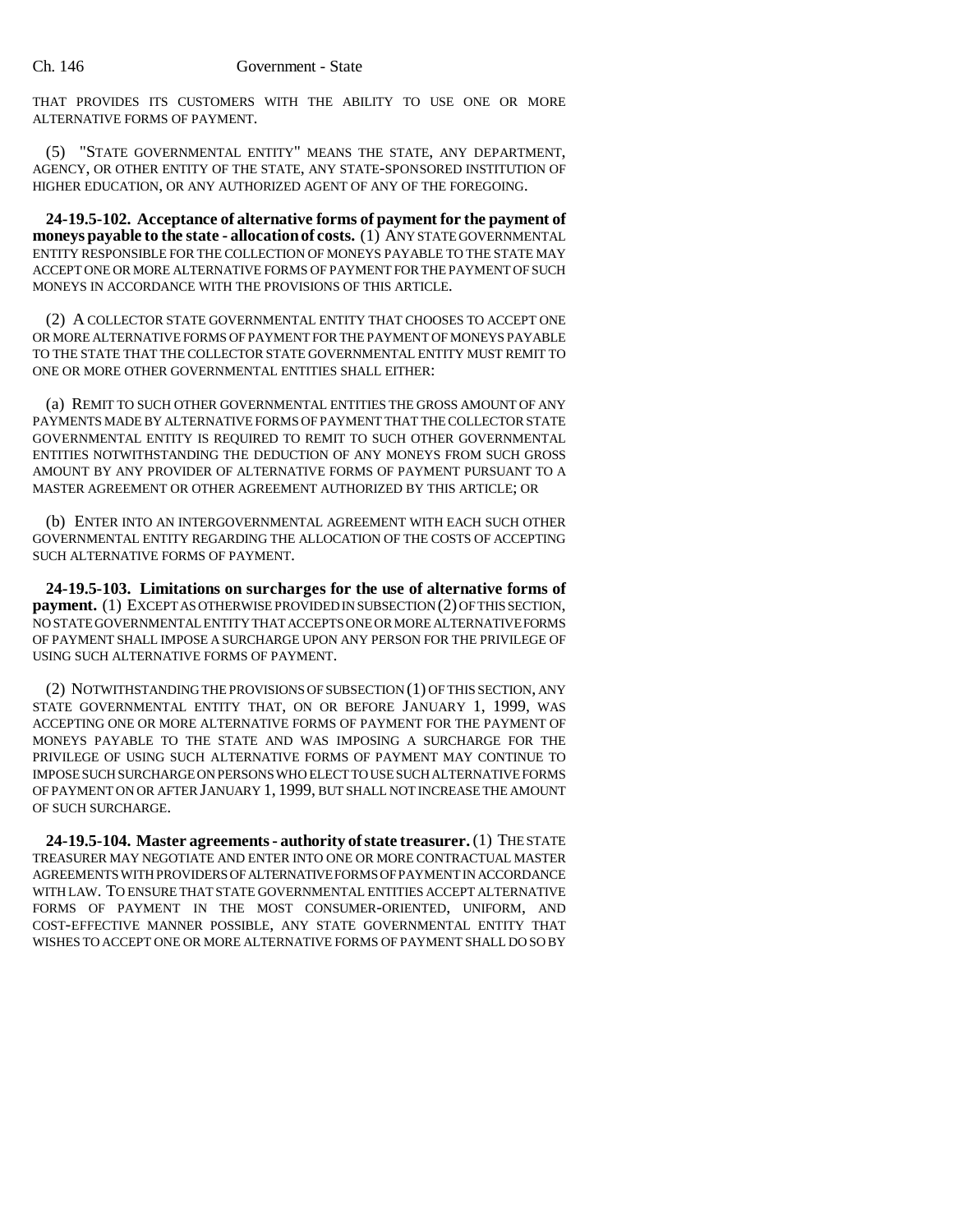THAT PROVIDES ITS CUSTOMERS WITH THE ABILITY TO USE ONE OR MORE ALTERNATIVE FORMS OF PAYMENT.

(5) "STATE GOVERNMENTAL ENTITY" MEANS THE STATE, ANY DEPARTMENT, AGENCY, OR OTHER ENTITY OF THE STATE, ANY STATE-SPONSORED INSTITUTION OF HIGHER EDUCATION, OR ANY AUTHORIZED AGENT OF ANY OF THE FOREGOING.

**24-19.5-102. Acceptance of alternative forms of payment for the payment of moneys payable to the state - allocation of costs.** (1) ANY STATE GOVERNMENTAL ENTITY RESPONSIBLE FOR THE COLLECTION OF MONEYS PAYABLE TO THE STATE MAY ACCEPT ONE OR MORE ALTERNATIVE FORMS OF PAYMENT FOR THE PAYMENT OF SUCH MONEYS IN ACCORDANCE WITH THE PROVISIONS OF THIS ARTICLE.

(2) A COLLECTOR STATE GOVERNMENTAL ENTITY THAT CHOOSES TO ACCEPT ONE OR MORE ALTERNATIVE FORMS OF PAYMENT FOR THE PAYMENT OF MONEYS PAYABLE TO THE STATE THAT THE COLLECTOR STATE GOVERNMENTAL ENTITY MUST REMIT TO ONE OR MORE OTHER GOVERNMENTAL ENTITIES SHALL EITHER:

(a) REMIT TO SUCH OTHER GOVERNMENTAL ENTITIES THE GROSS AMOUNT OF ANY PAYMENTS MADE BY ALTERNATIVE FORMS OF PAYMENT THAT THE COLLECTOR STATE GOVERNMENTAL ENTITY IS REQUIRED TO REMIT TO SUCH OTHER GOVERNMENTAL ENTITIES NOTWITHSTANDING THE DEDUCTION OF ANY MONEYS FROM SUCH GROSS AMOUNT BY ANY PROVIDER OF ALTERNATIVE FORMS OF PAYMENT PURSUANT TO A MASTER AGREEMENT OR OTHER AGREEMENT AUTHORIZED BY THIS ARTICLE; OR

(b) ENTER INTO AN INTERGOVERNMENTAL AGREEMENT WITH EACH SUCH OTHER GOVERNMENTAL ENTITY REGARDING THE ALLOCATION OF THE COSTS OF ACCEPTING SUCH ALTERNATIVE FORMS OF PAYMENT.

**24-19.5-103. Limitations on surcharges for the use of alternative forms of payment.** (1) EXCEPT AS OTHERWISE PROVIDED IN SUBSECTION (2) OF THIS SECTION, NO STATE GOVERNMENTAL ENTITY THAT ACCEPTS ONE OR MORE ALTERNATIVE FORMS OF PAYMENT SHALL IMPOSE A SURCHARGE UPON ANY PERSON FOR THE PRIVILEGE OF USING SUCH ALTERNATIVE FORMS OF PAYMENT.

(2) NOTWITHSTANDING THE PROVISIONS OF SUBSECTION (1) OF THIS SECTION, ANY STATE GOVERNMENTAL ENTITY THAT, ON OR BEFORE JANUARY 1, 1999, WAS ACCEPTING ONE OR MORE ALTERNATIVE FORMS OF PAYMENT FOR THE PAYMENT OF MONEYS PAYABLE TO THE STATE AND WAS IMPOSING A SURCHARGE FOR THE PRIVILEGE OF USING SUCH ALTERNATIVE FORMS OF PAYMENT MAY CONTINUE TO IMPOSE SUCH SURCHARGE ON PERSONS WHO ELECT TO USE SUCH ALTERNATIVE FORMS OF PAYMENT ON OR AFTER JANUARY 1, 1999, BUT SHALL NOT INCREASE THE AMOUNT OF SUCH SURCHARGE.

**24-19.5-104. Master agreements - authority of state treasurer.** (1) THE STATE TREASURER MAY NEGOTIATE AND ENTER INTO ONE OR MORE CONTRACTUAL MASTER AGREEMENTS WITH PROVIDERS OF ALTERNATIVE FORMS OF PAYMENT IN ACCORDANCE WITH LAW. TO ENSURE THAT STATE GOVERNMENTAL ENTITIES ACCEPT ALTERNATIVE FORMS OF PAYMENT IN THE MOST CONSUMER-ORIENTED, UNIFORM, AND COST-EFFECTIVE MANNER POSSIBLE, ANY STATE GOVERNMENTAL ENTITY THAT WISHES TO ACCEPT ONE OR MORE ALTERNATIVE FORMS OF PAYMENT SHALL DO SO BY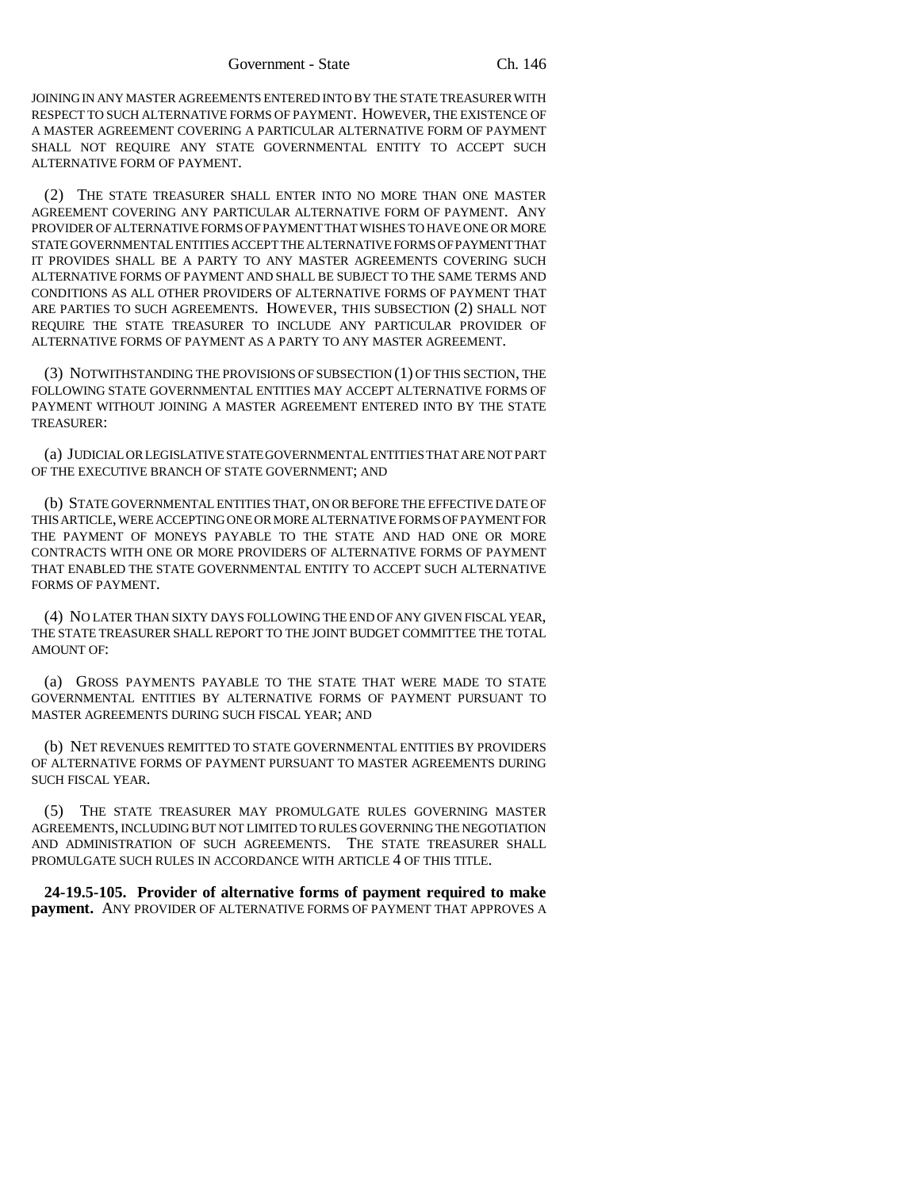JOINING IN ANY MASTER AGREEMENTS ENTERED INTO BY THE STATE TREASURER WITH RESPECT TO SUCH ALTERNATIVE FORMS OF PAYMENT. HOWEVER, THE EXISTENCE OF A MASTER AGREEMENT COVERING A PARTICULAR ALTERNATIVE FORM OF PAYMENT SHALL NOT REQUIRE ANY STATE GOVERNMENTAL ENTITY TO ACCEPT SUCH ALTERNATIVE FORM OF PAYMENT.

(2) THE STATE TREASURER SHALL ENTER INTO NO MORE THAN ONE MASTER AGREEMENT COVERING ANY PARTICULAR ALTERNATIVE FORM OF PAYMENT. ANY PROVIDER OF ALTERNATIVE FORMS OF PAYMENT THAT WISHES TO HAVE ONE OR MORE STATE GOVERNMENTAL ENTITIES ACCEPT THE ALTERNATIVE FORMS OF PAYMENT THAT IT PROVIDES SHALL BE A PARTY TO ANY MASTER AGREEMENTS COVERING SUCH ALTERNATIVE FORMS OF PAYMENT AND SHALL BE SUBJECT TO THE SAME TERMS AND CONDITIONS AS ALL OTHER PROVIDERS OF ALTERNATIVE FORMS OF PAYMENT THAT ARE PARTIES TO SUCH AGREEMENTS. HOWEVER, THIS SUBSECTION (2) SHALL NOT REQUIRE THE STATE TREASURER TO INCLUDE ANY PARTICULAR PROVIDER OF ALTERNATIVE FORMS OF PAYMENT AS A PARTY TO ANY MASTER AGREEMENT.

(3) NOTWITHSTANDING THE PROVISIONS OF SUBSECTION (1) OF THIS SECTION, THE FOLLOWING STATE GOVERNMENTAL ENTITIES MAY ACCEPT ALTERNATIVE FORMS OF PAYMENT WITHOUT JOINING A MASTER AGREEMENT ENTERED INTO BY THE STATE TREASURER:

(a) JUDICIAL OR LEGISLATIVE STATE GOVERNMENTAL ENTITIES THAT ARE NOT PART OF THE EXECUTIVE BRANCH OF STATE GOVERNMENT; AND

(b) STATE GOVERNMENTAL ENTITIES THAT, ON OR BEFORE THE EFFECTIVE DATE OF THIS ARTICLE, WERE ACCEPTING ONE OR MORE ALTERNATIVE FORMS OF PAYMENT FOR THE PAYMENT OF MONEYS PAYABLE TO THE STATE AND HAD ONE OR MORE CONTRACTS WITH ONE OR MORE PROVIDERS OF ALTERNATIVE FORMS OF PAYMENT THAT ENABLED THE STATE GOVERNMENTAL ENTITY TO ACCEPT SUCH ALTERNATIVE FORMS OF PAYMENT.

(4) NO LATER THAN SIXTY DAYS FOLLOWING THE END OF ANY GIVEN FISCAL YEAR, THE STATE TREASURER SHALL REPORT TO THE JOINT BUDGET COMMITTEE THE TOTAL AMOUNT OF:

(a) GROSS PAYMENTS PAYABLE TO THE STATE THAT WERE MADE TO STATE GOVERNMENTAL ENTITIES BY ALTERNATIVE FORMS OF PAYMENT PURSUANT TO MASTER AGREEMENTS DURING SUCH FISCAL YEAR; AND

(b) NET REVENUES REMITTED TO STATE GOVERNMENTAL ENTITIES BY PROVIDERS OF ALTERNATIVE FORMS OF PAYMENT PURSUANT TO MASTER AGREEMENTS DURING SUCH FISCAL YEAR.

(5) THE STATE TREASURER MAY PROMULGATE RULES GOVERNING MASTER AGREEMENTS, INCLUDING BUT NOT LIMITED TO RULES GOVERNING THE NEGOTIATION AND ADMINISTRATION OF SUCH AGREEMENTS. THE STATE TREASURER SHALL PROMULGATE SUCH RULES IN ACCORDANCE WITH ARTICLE 4 OF THIS TITLE.

**24-19.5-105. Provider of alternative forms of payment required to make payment.** ANY PROVIDER OF ALTERNATIVE FORMS OF PAYMENT THAT APPROVES A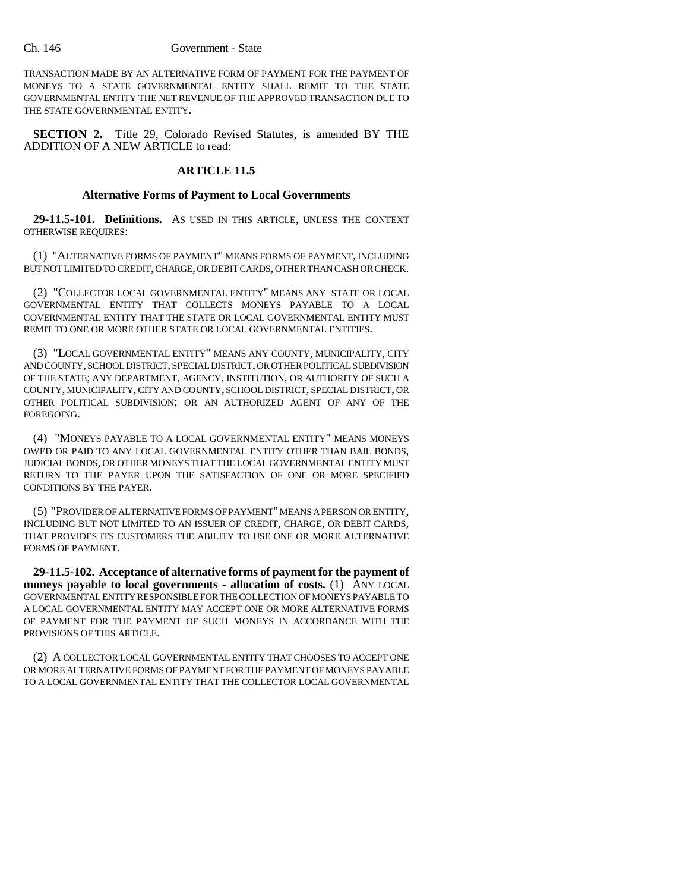TRANSACTION MADE BY AN ALTERNATIVE FORM OF PAYMENT FOR THE PAYMENT OF MONEYS TO A STATE GOVERNMENTAL ENTITY SHALL REMIT TO THE STATE GOVERNMENTAL ENTITY THE NET REVENUE OF THE APPROVED TRANSACTION DUE TO THE STATE GOVERNMENTAL ENTITY.

**SECTION 2.** Title 29, Colorado Revised Statutes, is amended BY THE ADDITION OF A NEW ARTICLE to read:

### ARTICLE 11.5

#### Alternative Forms of Payment to Local Governments

**29-11.5-101. Definitions.** AS USED IN THIS ARTICLE, UNLESS THE CONTEXT OTHERWISE REQUIRES:

(1) "ALTERNATIVE FORMS OF PAYMENT" MEANS FORMS OF PAYMENT, INCLUDING BUT NOT LIMITED TO CREDIT, CHARGE, OR DEBIT CARDS, OTHER THAN CASH OR CHECK.

(2) "COLLECTOR LOCAL GOVERNMENTAL ENTITY" MEANS ANY STATE OR LOCAL GOVERNMENTAL ENTITY THAT COLLECTS MONEYS PAYABLE TO A LOCAL GOVERNMENTAL ENTITY THAT THE STATE OR LOCAL GOVERNMENTAL ENTITY MUST REMIT TO ONE OR MORE OTHER STATE OR LOCAL GOVERNMENTAL ENTITIES.

(3) "LOCAL GOVERNMENTAL ENTITY" MEANS ANY COUNTY, MUNICIPALITY, CITY AND COUNTY, SCHOOL DISTRICT, SPECIAL DISTRICT, OR OTHER POLITICAL SUBDIVISION OF THE STATE; ANY DEPARTMENT, AGENCY, INSTITUTION, OR AUTHORITY OF SUCH A COUNTY, MUNICIPALITY, CITY AND COUNTY, SCHOOL DISTRICT, SPECIAL DISTRICT, OR OTHER POLITICAL SUBDIVISION; OR AN AUTHORIZED AGENT OF ANY OF THE FOREGOING.

(4) "MONEYS PAYABLE TO A LOCAL GOVERNMENTAL ENTITY" MEANS MONEYS OWED OR PAID TO ANY LOCAL GOVERNMENTAL ENTITY OTHER THAN BAIL BONDS, JUDICIAL BONDS, OR OTHER MONEYS THAT THE LOCAL GOVERNMENTAL ENTITY MUST RETURN TO THE PAYER UPON THE SATISFACTION OF ONE OR MORE SPECIFIED CONDITIONS BY THE PAYER.

(5) "PROVIDER OF ALTERNATIVE FORMS OF PAYMENT" MEANS A PERSON OR ENTITY, INCLUDING BUT NOT LIMITED TO AN ISSUER OF CREDIT, CHARGE, OR DEBIT CARDS, THAT PROVIDES ITS CUSTOMERS THE ABILITY TO USE ONE OR MORE ALTERNATIVE FORMS OF PAYMENT.

**29-11.5-102. Acceptance of alternative forms of payment for the payment of moneys payable to local governments - allocation of costs.** (1) ANY LOCAL GOVERNMENTAL ENTITY RESPONSIBLE FOR THE COLLECTION OF MONEYS PAYABLE TO A LOCAL GOVERNMENTAL ENTITY MAY ACCEPT ONE OR MORE ALTERNATIVE FORMS OF PAYMENT FOR THE PAYMENT OF SUCH MONEYS IN ACCORDANCE WITH THE PROVISIONS OF THIS ARTICLE.

(2) A COLLECTOR LOCAL GOVERNMENTAL ENTITY THAT CHOOSES TO ACCEPT ONE OR MORE ALTERNATIVE FORMS OF PAYMENT FOR THE PAYMENT OF MONEYS PAYABLE TO A LOCAL GOVERNMENTAL ENTITY THAT THE COLLECTOR LOCAL GOVERNMENTAL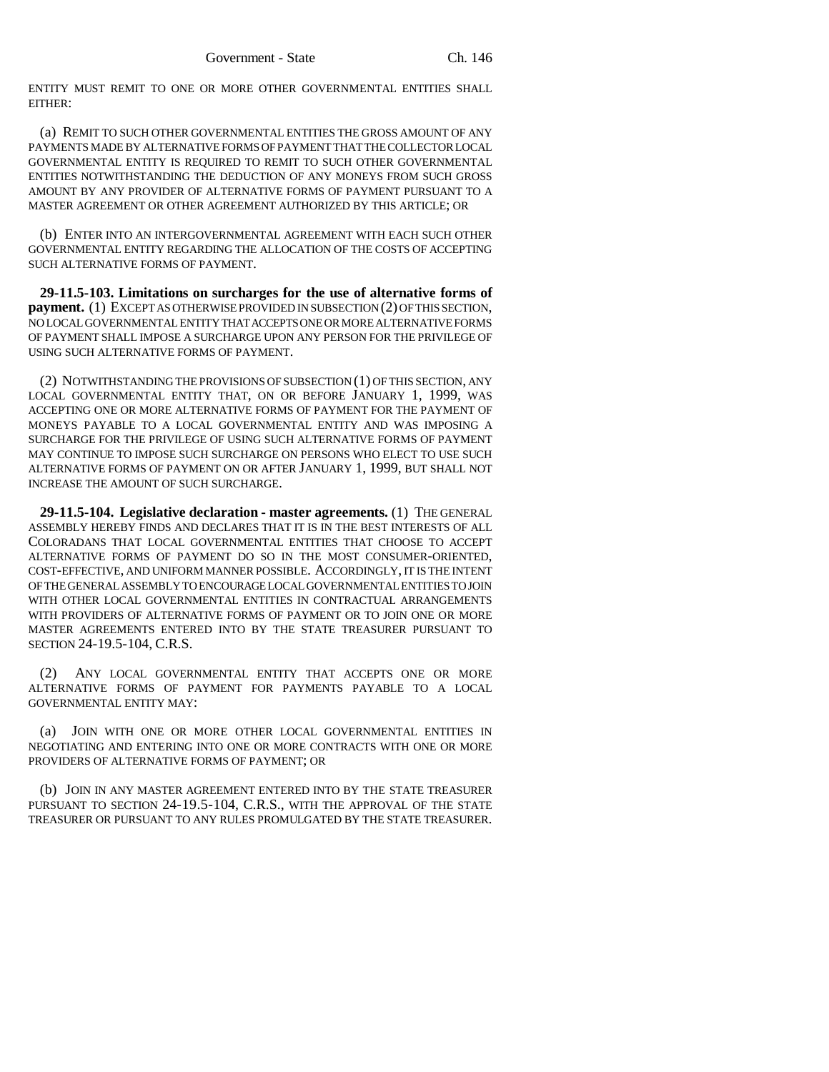ENTITY MUST REMIT TO ONE OR MORE OTHER GOVERNMENTAL ENTITIES SHALL EITHER:

(a) REMIT TO SUCH OTHER GOVERNMENTAL ENTITIES THE GROSS AMOUNT OF ANY PAYMENTS MADE BY ALTERNATIVE FORMS OF PAYMENT THAT THE COLLECTOR LOCAL GOVERNMENTAL ENTITY IS REQUIRED TO REMIT TO SUCH OTHER GOVERNMENTAL ENTITIES NOTWITHSTANDING THE DEDUCTION OF ANY MONEYS FROM SUCH GROSS AMOUNT BY ANY PROVIDER OF ALTERNATIVE FORMS OF PAYMENT PURSUANT TO A MASTER AGREEMENT OR OTHER AGREEMENT AUTHORIZED BY THIS ARTICLE; OR

(b) ENTER INTO AN INTERGOVERNMENTAL AGREEMENT WITH EACH SUCH OTHER GOVERNMENTAL ENTITY REGARDING THE ALLOCATION OF THE COSTS OF ACCEPTING SUCH ALTERNATIVE FORMS OF PAYMENT.

**29-11.5-103. Limitations on surcharges for the use of alternative forms of payment.** (1) EXCEPT AS OTHERWISE PROVIDED IN SUBSECTION (2) OF THIS SECTION, NO LOCAL GOVERNMENTAL ENTITY THAT ACCEPTS ONE OR MORE ALTERNATIVE FORMS OF PAYMENT SHALL IMPOSE A SURCHARGE UPON ANY PERSON FOR THE PRIVILEGE OF USING SUCH ALTERNATIVE FORMS OF PAYMENT.

(2) NOTWITHSTANDING THE PROVISIONS OF SUBSECTION (1) OF THIS SECTION, ANY LOCAL GOVERNMENTAL ENTITY THAT, ON OR BEFORE JANUARY 1, 1999, WAS ACCEPTING ONE OR MORE ALTERNATIVE FORMS OF PAYMENT FOR THE PAYMENT OF MONEYS PAYABLE TO A LOCAL GOVERNMENTAL ENTITY AND WAS IMPOSING A SURCHARGE FOR THE PRIVILEGE OF USING SUCH ALTERNATIVE FORMS OF PAYMENT MAY CONTINUE TO IMPOSE SUCH SURCHARGE ON PERSONS WHO ELECT TO USE SUCH ALTERNATIVE FORMS OF PAYMENT ON OR AFTER JANUARY 1, 1999, BUT SHALL NOT INCREASE THE AMOUNT OF SUCH SURCHARGE.

**29-11.5-104. Legislative declaration - master agreements.** (1) THE GENERAL ASSEMBLY HEREBY FINDS AND DECLARES THAT IT IS IN THE BEST INTERESTS OF ALL COLORADANS THAT LOCAL GOVERNMENTAL ENTITIES THAT CHOOSE TO ACCEPT ALTERNATIVE FORMS OF PAYMENT DO SO IN THE MOST CONSUMER-ORIENTED, COST-EFFECTIVE, AND UNIFORM MANNER POSSIBLE. ACCORDINGLY, IT IS THE INTENT OF THE GENERAL ASSEMBLY TO ENCOURAGE LOCAL GOVERNMENTAL ENTITIES TO JOIN WITH OTHER LOCAL GOVERNMENTAL ENTITIES IN CONTRACTUAL ARRANGEMENTS WITH PROVIDERS OF ALTERNATIVE FORMS OF PAYMENT OR TO JOIN ONE OR MORE MASTER AGREEMENTS ENTERED INTO BY THE STATE TREASURER PURSUANT TO SECTION 24-19.5-104, C.R.S.

(2) ANY LOCAL GOVERNMENTAL ENTITY THAT ACCEPTS ONE OR MORE ALTERNATIVE FORMS OF PAYMENT FOR PAYMENTS PAYABLE TO A LOCAL GOVERNMENTAL ENTITY MAY:

(a) JOIN WITH ONE OR MORE OTHER LOCAL GOVERNMENTAL ENTITIES IN NEGOTIATING AND ENTERING INTO ONE OR MORE CONTRACTS WITH ONE OR MORE PROVIDERS OF ALTERNATIVE FORMS OF PAYMENT; OR

(b) JOIN IN ANY MASTER AGREEMENT ENTERED INTO BY THE STATE TREASURER PURSUANT TO SECTION 24-19.5-104, C.R.S., WITH THE APPROVAL OF THE STATE TREASURER OR PURSUANT TO ANY RULES PROMULGATED BY THE STATE TREASURER.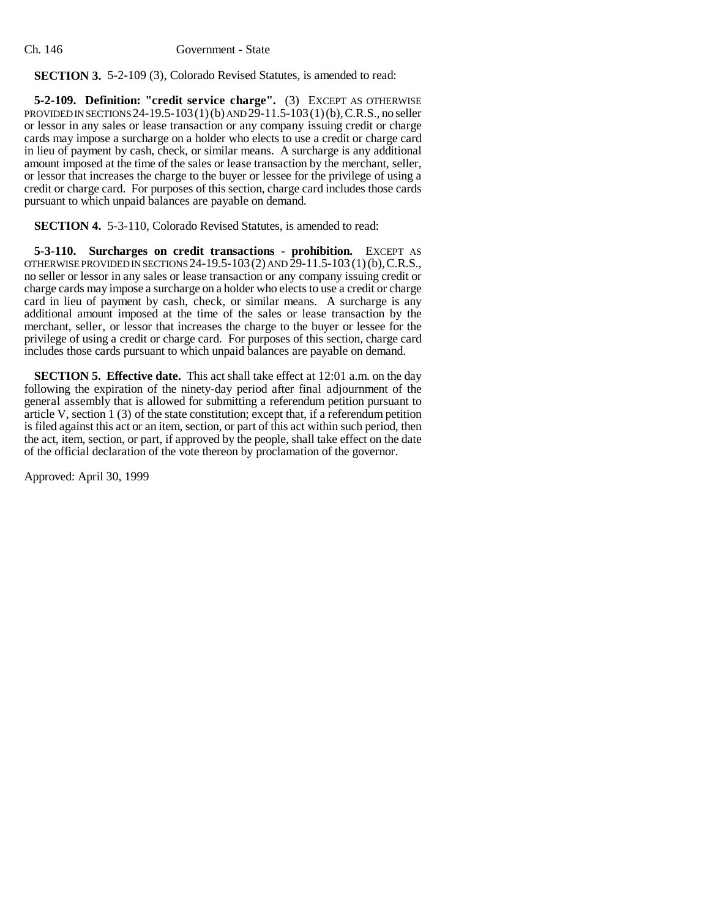**SECTION 3.** 5-2-109 (3), Colorado Revised Statutes, is amended to read:

**5-2-109. Definition: "credit service charge".** (3) EXCEPT AS OTHERWISE PROVIDED IN SECTIONS 24-19.5-103 (1) (b) AND 29-11.5-103 (1) (b), C.R.S., no seller or lessor in any sales or lease transaction or any company issuing credit or charge cards may impose a surcharge on a holder who elects to use a credit or charge card in lieu of payment by cash, check, or similar means. A surcharge is any additional amount imposed at the time of the sales or lease transaction by the merchant, seller, or lessor that increases the charge to the buyer or lessee for the privilege of using a credit or charge card. For purposes of this section, charge card includes those cards pursuant to which unpaid balances are payable on demand.

**SECTION 4.** 5-3-110, Colorado Revised Statutes, is amended to read:

**5-3-110. Surcharges on credit transactions - prohibition.** EXCEPT AS OTHERWISE PROVIDED IN SECTIONS 24-19.5-103 (2) AND 29-11.5-103 (1) (b), C.R.S., no seller or lessor in any sales or lease transaction or any company issuing credit or charge cards may impose a surcharge on a holder who elects to use a credit or charge card in lieu of payment by cash, check, or similar means. A surcharge is any additional amount imposed at the time of the sales or lease transaction by the merchant, seller, or lessor that increases the charge to the buyer or lessee for the privilege of using a credit or charge card. For purposes of this section, charge card includes those cards pursuant to which unpaid balances are payable on demand.

**SECTION 5. Effective date.** This act shall take effect at 12:01 a.m. on the day following the expiration of the ninety-day period after final adjournment of the general assembly that is allowed for submitting a referendum petition pursuant to article V, section 1 (3) of the state constitution; except that, if a referendum petition is filed against this act or an item, section, or part of this act within such period, then the act, item, section, or part, if approved by the people, shall take effect on the date of the official declaration of the vote thereon by proclamation of the governor.

Approved: April 30, 1999